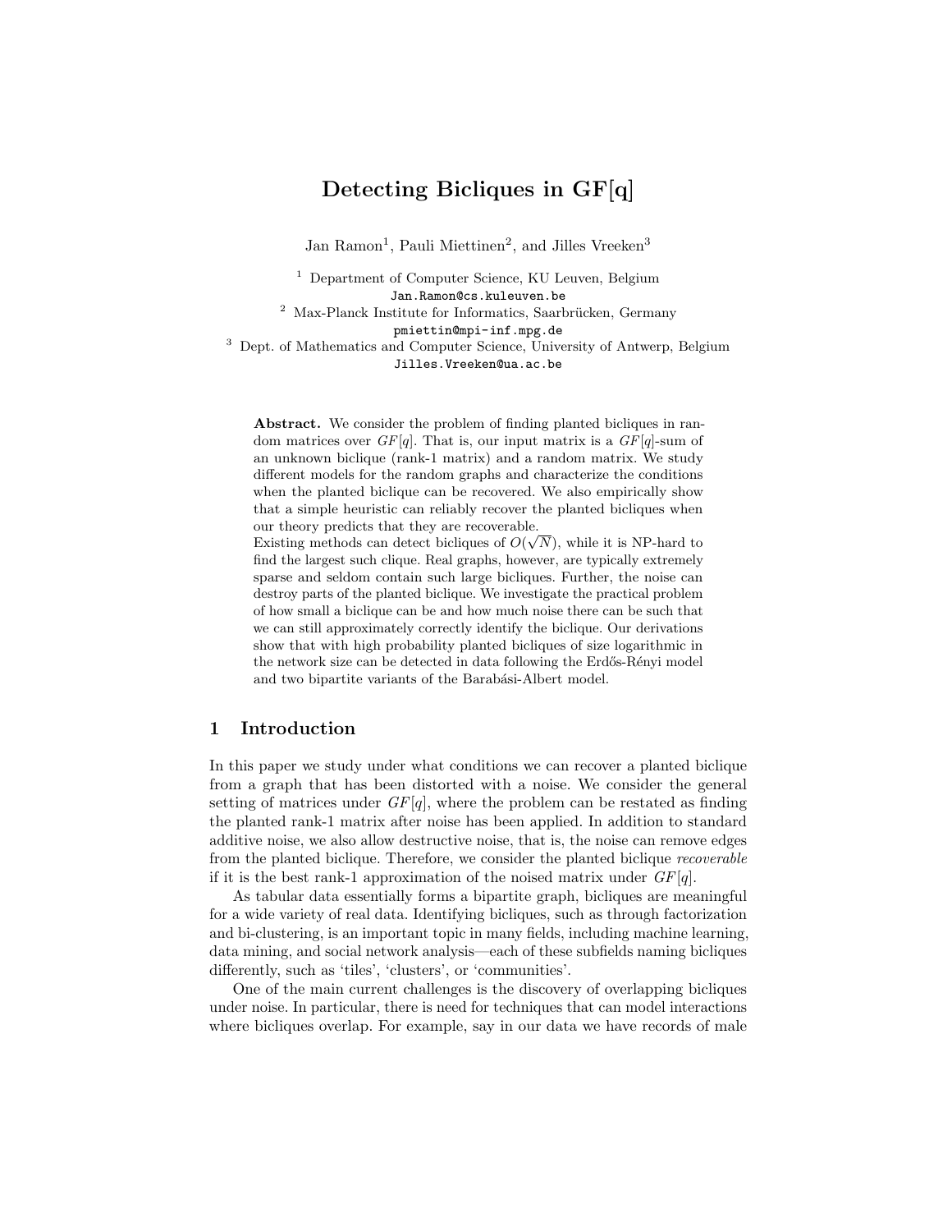# Detecting Bicliques in GF[q]

Jan Ramon[1], Pauli Miettinen[2], and Jilles Vreeken[3]

[1] Department of Computer Science, KU Leuven, Belgium
Jan.Ramon@cs.kuleuven.be
[2] Max-Planck Institute for Informatics, Saarbrücken, Germany
pmiettin@mpi-inf.mpg.de
[3] Dept. of Mathematics and Computer Science, University of Antwerp, Belgium
Jilles.Vreeken@ua.ac.be

**Abstract.** We consider the problem of finding planted bicliques in random matrices over $GF[q]$. That is, our input matrix is a $GF[q]$-sum of an unknown biclique (rank-1 matrix) and a random matrix. We study different models for the random graphs and characterize the conditions when the planted biclique can be recovered. We also empirically show that a simple heuristic can reliably recover the planted bicliques when our theory predicts that they are recoverable.
Existing methods can detect bicliques of $O(\sqrt{N})$, while it is NP-hard to find the largest such clique. Real graphs, however, are typically extremely sparse and seldom contain such large bicliques. Further, the noise can destroy parts of the planted biclique. We investigate the practical problem of how small a biclique can be and how much noise there can be such that we can still approximately correctly identify the biclique. Our derivations show that with high probability planted bicliques of size logarithmic in the network size can be detected in data following the Erdős-Rényi model and two bipartite variants of the Barabási-Albert model.

## 1 Introduction

In this paper we study under what conditions we can recover a planted biclique from a graph that has been distorted with a noise. We consider the general setting of matrices under $GF[q]$, where the problem can be restated as finding the planted rank-1 matrix after noise has been applied. In addition to standard additive noise, we also allow destructive noise, that is, the noise can remove edges from the planted biclique. Therefore, we consider the planted biclique *recoverable* if it is the best rank-1 approximation of the noised matrix under $GF[q]$.

As tabular data essentially forms a bipartite graph, bicliques are meaningful for a wide variety of real data. Identifying bicliques, such as through factorization and bi-clustering, is an important topic in many fields, including machine learning, data mining, and social network analysis—each of these subfields naming bicliques differently, such as 'tiles', 'clusters', or 'communities'.

One of the main current challenges is the discovery of overlapping bicliques under noise. In particular, there is need for techniques that can model interactions where bicliques overlap. For example, say in our data we have records of male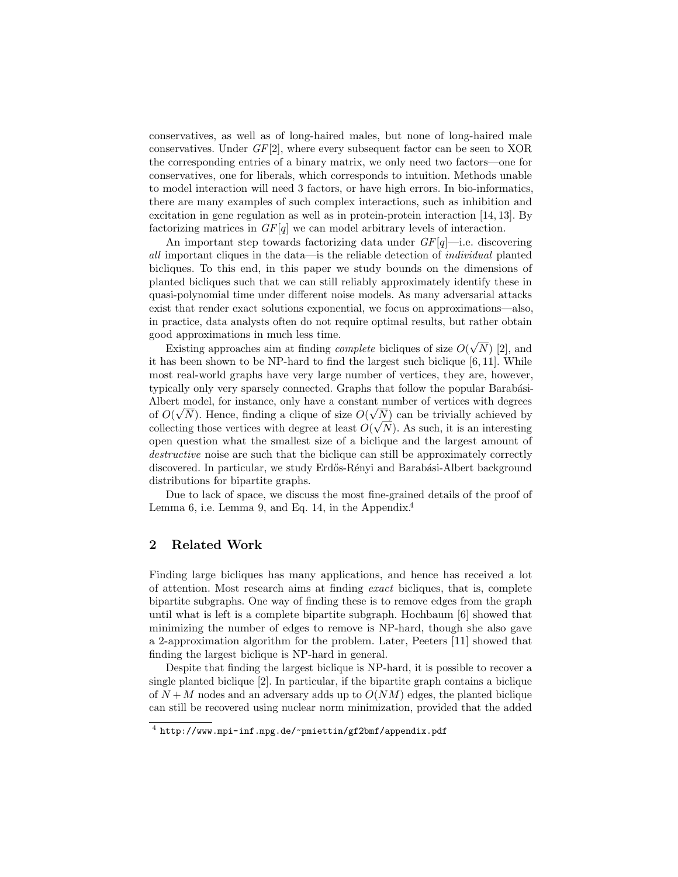conservatives, as well as of long-haired males, but none of long-haired male conservatives. Under $GF[2]$, where every subsequent factor can be seen to XOR the corresponding entries of a binary matrix, we only need two factors—one for conservatives, one for liberals, which corresponds to intuition. Methods unable to model interaction will need 3 factors, or have high errors. In bio-informatics, there are many examples of such complex interactions, such as inhibition and excitation in gene regulation as well as in protein-protein interaction [14, 13]. By factorizing matrices in $GF[q]$ we can model arbitrary levels of interaction.

An important step towards factorizing data under $GF[q]$—i.e. discovering *all* important cliques in the data—is the reliable detection of *individual* planted bicliques. To this end, in this paper we study bounds on the dimensions of planted bicliques such that we can still reliably approximately identify these in quasi-polynomial time under different noise models. As many adversarial attacks exist that render exact solutions exponential, we focus on approximations—also, in practice, data analysts often do not require optimal results, but rather obtain good approximations in much less time.

Existing approaches aim at finding *complete* bicliques of size $O(\sqrt{N})$ [2], and it has been shown to be NP-hard to find the largest such biclique [6, 11]. While most real-world graphs have very large number of vertices, they are, however, typically only very sparsely connected. Graphs that follow the popular Barabási-Albert model, for instance, only have a constant number of vertices with degrees of $O(\sqrt{N})$. Hence, finding a clique of size $O(\sqrt{N})$ can be trivially achieved by collecting those vertices with degree at least $O(\sqrt{N})$. As such, it is an interesting open question what the smallest size of a biclique and the largest amount of *destructive* noise are such that the biclique can still be approximately correctly discovered. In particular, we study Erdős-Rényi and Barabási-Albert background distributions for bipartite graphs.

Due to lack of space, we discuss the most fine-grained details of the proof of Lemma 6, i.e. Lemma 9, and Eq. 14, in the Appendix.[4]

## 2 Related Work

Finding large bicliques has many applications, and hence has received a lot of attention. Most research aims at finding *exact* bicliques, that is, complete bipartite subgraphs. One way of finding these is to remove edges from the graph until what is left is a complete bipartite subgraph. Hochbaum [6] showed that minimizing the number of edges to remove is NP-hard, though she also gave a 2-approximation algorithm for the problem. Later, Peeters [11] showed that finding the largest biclique is NP-hard in general.

Despite that finding the largest biclique is NP-hard, it is possible to recover a single planted biclique [2]. In particular, if the bipartite graph contains a biclique of $N + M$ nodes and an adversary adds up to $O(NM)$ edges, the planted biclique can still be recovered using nuclear norm minimization, provided that the added

[4] http://www.mpi-inf.mpg.de/~pmiettin/gf2bmf/appendix.pdf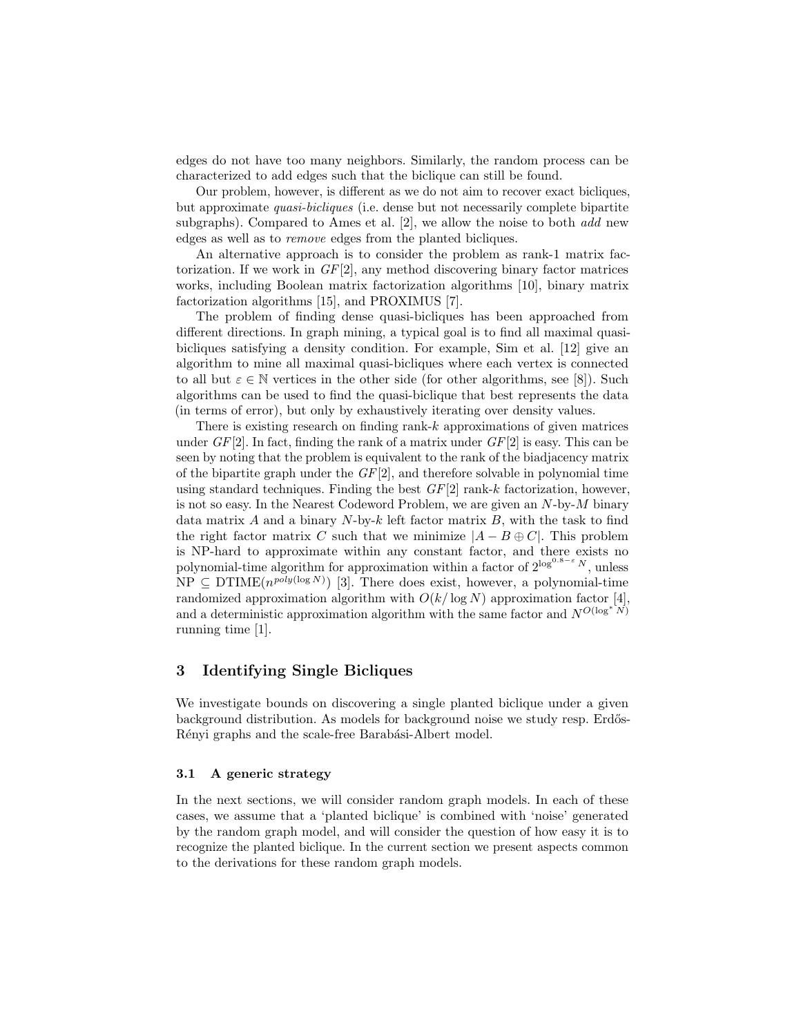edges do not have too many neighbors. Similarly, the random process can be characterized to add edges such that the biclique can still be found.

Our problem, however, is different as we do not aim to recover exact bicliques, but approximate *quasi-bicliques* (i.e. dense but not necessarily complete bipartite subgraphs). Compared to Ames et al. [2], we allow the noise to both *add* new edges as well as to *remove* edges from the planted bicliques.

An alternative approach is to consider the problem as rank-1 matrix factorization. If we work in $GF[2]$, any method discovering binary factor matrices works, including Boolean matrix factorization algorithms [10], binary matrix factorization algorithms [15], and PROXIMUS [7].

The problem of finding dense quasi-bicliques has been approached from different directions. In graph mining, a typical goal is to find all maximal quasi-bicliques satisfying a density condition. For example, Sim et al. [12] give an algorithm to mine all maximal quasi-bicliques where each vertex is connected to all but $\varepsilon \in \mathbb{N}$ vertices in the other side (for other algorithms, see [8]). Such algorithms can be used to find the quasi-biclique that best represents the data (in terms of error), but only by exhaustively iterating over density values.

There is existing research on finding rank-$k$ approximations of given matrices under $GF[2]$. In fact, finding the rank of a matrix under $GF[2]$ is easy. This can be seen by noting that the problem is equivalent to the rank of the biadjacency matrix of the bipartite graph under the $GF[2]$, and therefore solvable in polynomial time using standard techniques. Finding the best $GF[2]$ rank-$k$ factorization, however, is not so easy. In the Nearest Codeword Problem, we are given an $N$-by-$M$ binary data matrix $A$ and a binary $N$-by-$k$ left factor matrix $B$, with the task to find the right factor matrix $C$ such that we minimize $|A - B \oplus C|$. This problem is NP-hard to approximate within any constant factor, and there exists no polynomial-time algorithm for approximation within a factor of $2^{\log^{0.8-\varepsilon} N}$, unless $\text{NP} \subseteq \text{DTIME}(n^{poly(\log N)})$ [3]. There does exist, however, a polynomial-time randomized approximation algorithm with $O(k/\log N)$ approximation factor [4], and a deterministic approximation algorithm with the same factor and $N^{O(\log^* N)}$ running time [1].

## 3 Identifying Single Bicliques

We investigate bounds on discovering a single planted biclique under a given background distribution. As models for background noise we study resp. Erdős-Rényi graphs and the scale-free Barabási-Albert model.

### 3.1 A generic strategy

In the next sections, we will consider random graph models. In each of these cases, we assume that a 'planted biclique' is combined with 'noise' generated by the random graph model, and will consider the question of how easy it is to recognize the planted biclique. In the current section we present aspects common to the derivations for these random graph models.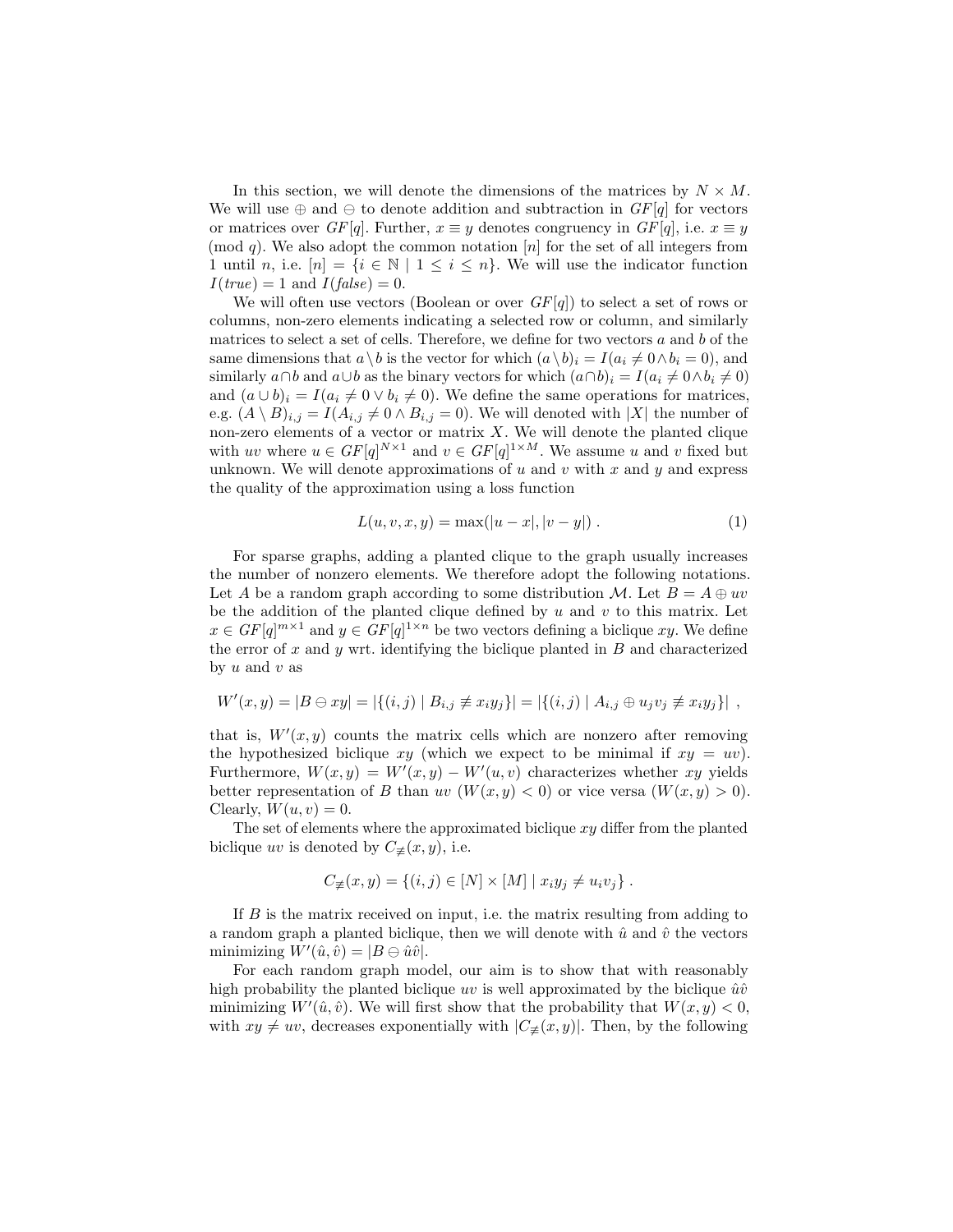In this section, we will denote the dimensions of the matrices by $N \times M$. We will use $\oplus$ and $\ominus$ to denote addition and subtraction in $GF[q]$ for vectors or matrices over $GF[q]$. Further, $x \equiv y$ denotes congruency in $GF[q]$, i.e. $x \equiv y \pmod{q}$. We also adopt the common notation $[n]$ for the set of all integers from 1 until $n$, i.e. $[n] = \{i \in \mathbb{N} \mid 1 \leq i \leq n\}$. We will use the indicator function $I(true) = 1$ and $I(false) = 0$.

We will often use vectors (Boolean or over $GF[q]$) to select a set of rows or columns, non-zero elements indicating a selected row or column, and similarly matrices to select a set of cells. Therefore, we define for two vectors $a$ and $b$ of the same dimensions that $a \setminus b$ is the vector for which $(a \setminus b)_i = I(a_i \neq 0 \wedge b_i = 0)$, and similarly $a \cap b$ and $a \cup b$ as the binary vectors for which $(a \cap b)_i = I(a_i \neq 0 \wedge b_i \neq 0)$ and $(a \cup b)_i = I(a_i \neq 0 \vee b_i \neq 0)$. We define the same operations for matrices, e.g. $(A \setminus B)_{i,j} = I(A_{i,j} \neq 0 \wedge B_{i,j} = 0)$. We will denoted with $|X|$ the number of non-zero elements of a vector or matrix $X$. We will denote the planted clique with $uv$ where $u \in GF[q]^{N \times 1}$ and $v \in GF[q]^{1 \times M}$. We assume $u$ and $v$ fixed but unknown. We will denote approximations of $u$ and $v$ with $x$ and $y$ and express the quality of the approximation using a loss function

$$L(u, v, x, y) = \max(|u - x|, |v - y|) \ . \tag{1}$$

For sparse graphs, adding a planted clique to the graph usually increases the number of nonzero elements. We therefore adopt the following notations. Let $A$ be a random graph according to some distribution $\mathcal{M}$. Let $B = A \oplus uv$ be the addition of the planted clique defined by $u$ and $v$ to this matrix. Let $x \in GF[q]^{m \times 1}$ and $y \in GF[q]^{1 \times n}$ be two vectors defining a biclique $xy$. We define the error of $x$ and $y$ wrt. identifying the biclique planted in $B$ and characterized by $u$ and $v$ as

$$W'(x, y) = |B \ominus xy| = |\{(i, j) \mid B_{i,j} \not\equiv x_i y_j\}| = |\{(i, j) \mid A_{i,j} \oplus u_j v_j \not\equiv x_i y_j\}| \ ,$$

that is, $W'(x, y)$ counts the matrix cells which are nonzero after removing the hypothesized biclique $xy$ (which we expect to be minimal if $xy = uv$). Furthermore, $W(x, y) = W'(x, y) - W'(u, v)$ characterizes whether $xy$ yields better representation of $B$ than $uv$ ($W(x, y) < 0$) or vice versa ($W(x, y) > 0$). Clearly, $W(u, v) = 0$.

The set of elements where the approximated biclique $xy$ differ from the planted biclique $uv$ is denoted by $C_{\not\equiv}(x, y)$, i.e.

$$C_{\not\equiv}(x, y) = \{(i, j) \in [N] \times [M] \mid x_i y_j \not\equiv u_i v_j\} \ .$$

If $B$ is the matrix received on input, i.e. the matrix resulting from adding to a random graph a planted biclique, then we will denote with $\hat{u}$ and $\hat{v}$ the vectors minimizing $W'(\hat{u}, \hat{v}) = |B \ominus \hat{u}\hat{v}|$.

For each random graph model, our aim is to show that with reasonably high probability the planted biclique $uv$ is well approximated by the biclique $\hat{u}\hat{v}$ minimizing $W'(\hat{u}, \hat{v})$. We will first show that the probability that $W(x, y) < 0$, with $xy \neq uv$, decreases exponentially with $|C_{\not\equiv}(x, y)|$. Then, by the following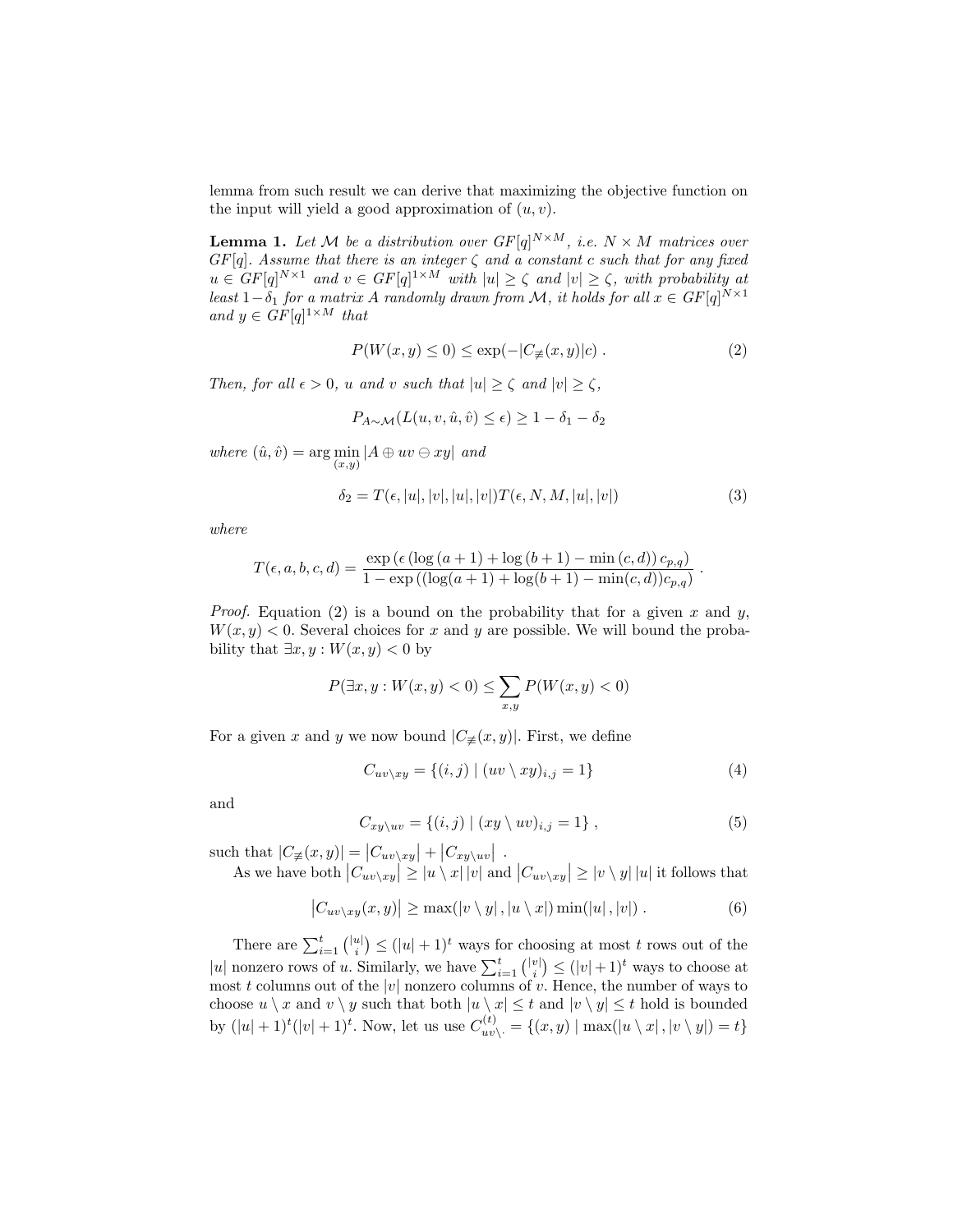lemma from such result we can derive that maximizing the objective function on the input will yield a good approximation of $(u, v)$.

**Lemma 1.** *Let $\mathcal{M}$ be a distribution over $GF[q]^{N\times M}$, i.e. $N \times M$ matrices over $GF[q]$. Assume that there is an integer $\zeta$ and a constant $c$ such that for any fixed $u \in GF[q]^{N\times 1}$ and $v \in GF[q]^{1\times M}$ with $|u| \geq \zeta$ and $|v| \geq \zeta$, with probability at least $1-\delta_1$ for a matrix $A$ randomly drawn from $\mathcal{M}$, it holds for all $x \in GF[q]^{N\times 1}$ and $y \in GF[q]^{1\times M}$ that*

$$P(W(x,y) \leq 0) \leq \exp(-|C_{\not\equiv}(x,y)|c) \; . \tag{2}$$

*Then, for all $\epsilon > 0$, $u$ and $v$ such that $|u| \geq \zeta$ and $|v| \geq \zeta$,*

$$P_{A\sim\mathcal{M}}(L(u,v,\hat{u},\hat{v}) \leq \epsilon) \geq 1 - \delta_1 - \delta_2$$

*where $(\hat{u},\hat{v}) = \arg\min_{(x,y)} |A \oplus uv \ominus xy|$ and*

$$\delta_2 = T(\epsilon, |u|, |v|, |u|, |v|) T(\epsilon, N, M, |u|, |v|) \tag{3}$$

*where*

$$T(\epsilon, a, b, c, d) = \frac{\exp\left(\epsilon \left(\log\left(a+1\right) + \log\left(b+1\right) - \min\left(c,d\right)\right) c_{p,q}\right)}{1 - \exp\left(\left(\log(a+1) + \log(b+1) - \min(c,d)\right) c_{p,q}\right)} \; .$$

*Proof.* Equation (2) is a bound on the probability that for a given $x$ and $y$, $W(x,y) < 0$. Several choices for $x$ and $y$ are possible. We will bound the probability that $\exists x, y : W(x,y) < 0$ by

$$P(\exists x, y : W(x,y) < 0) \leq \sum_{x,y} P(W(x,y) < 0)$$

For a given $x$ and $y$ we now bound $|C_{\not\equiv}(x,y)|$. First, we define

$$C_{uv\setminus xy} = \{(i,j) \mid (uv \setminus xy)_{i,j} = 1\} \tag{4}$$

and

$$C_{xy\setminus uv} = \{(i,j) \mid (xy \setminus uv)_{i,j} = 1\} \; , \tag{5}$$

such that $|C_{\not\equiv}(x,y)| = \left|C_{uv\setminus xy}\right| + \left|C_{xy\setminus uv}\right|$ .

As we have both $\left|C_{uv\setminus xy}\right| \geq |u \setminus x|\,|v|$ and $\left|C_{uv\setminus xy}\right| \geq |v \setminus y|\,|u|$ it follows that

$$\left|C_{uv\setminus xy}(x,y)\right| \geq \max(|v \setminus y|\,, |u \setminus x|) \min(|u|\,, |v|) \; . \tag{6}$$

There are $\sum_{i=1}^{t} \binom{|u|}{i} \leq (|u|+1)^t$ ways for choosing at most $t$ rows out of the $|u|$ nonzero rows of $u$. Similarly, we have $\sum_{i=1}^{t} \binom{|v|}{i} \leq (|v|+1)^t$ ways to choose at most $t$ columns out of the $|v|$ nonzero columns of $v$. Hence, the number of ways to choose $u \setminus x$ and $v \setminus y$ such that both $|u \setminus x| \leq t$ and $|v \setminus y| \leq t$ hold is bounded by $(|u|+1)^t(|v|+1)^t$. Now, let us use $C^{(t)}_{uv\setminus\cdot} = \{(x,y) \mid \max(|u \setminus x|\,, |v \setminus y|) = t\}$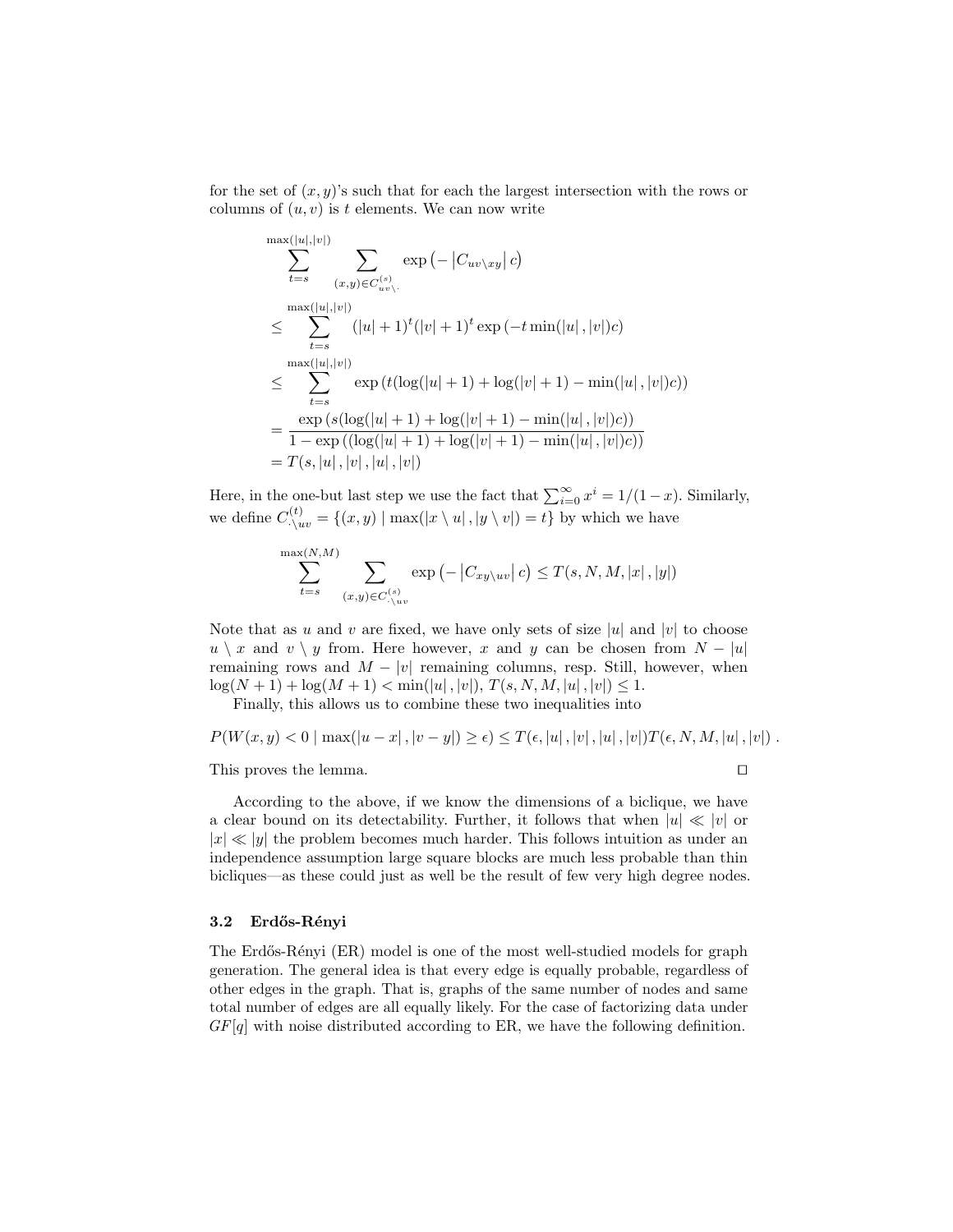for the set of $(x, y)$'s such that for each the largest intersection with the rows or columns of $(u, v)$ is $t$ elements. We can now write

$$
\begin{aligned}
&\sum_{t=s}^{\max(|u|,|v|)} \sum_{(x,y)\in C^{(s)}_{uv\setminus\cdot}} \exp\left(-\left|C_{uv\setminus xy}\right| c\right) \\
&\leq \sum_{t=s}^{\max(|u|,|v|)} (|u|+1)^t(|v|+1)^t \exp\left(-t\min(|u|\,,|v|)c\right) \\
&\leq \sum_{t=s}^{\max(|u|,|v|)} \exp\left(t(\log(|u|+1)+\log(|v|+1)-\min(|u|\,,|v|)c)\right) \\
&= \frac{\exp\left(s(\log(|u|+1)+\log(|v|+1)-\min(|u|\,,|v|)c)\right)}{1-\exp\left((\log(|u|+1)+\log(|v|+1)-\min(|u|\,,|v|)c)\right)} \\
&= T(s, |u|\,, |v|\,, |u|\,, |v|)
\end{aligned}
$$

Here, in the one-but last step we use the fact that $\sum_{i=0}^{\infty} x^i = 1/(1-x)$. Similarly, we define $C^{(t)}_{\cdot\setminus uv} = \{(x, y) \mid \max(|x \setminus u|\,, |y \setminus v|) = t\}$ by which we have

$$
\sum_{t=s}^{\max(N,M)} \sum_{(x,y)\in C^{(s)}_{\cdot\setminus uv}} \exp\left(-\left|C_{xy\setminus uv}\right| c\right) \leq T(s, N, M, |x|\,, |y|)
$$

Note that as $u$ and $v$ are fixed, we have only sets of size $|u|$ and $|v|$ to choose $u \setminus x$ and $v \setminus y$ from. Here however, $x$ and $y$ can be chosen from $N - |u|$ remaining rows and $M - |v|$ remaining columns, resp. Still, however, when $\log(N + 1) + \log(M + 1) < \min(|u|\,, |v|)$, $T(s, N, M, |u|\,, |v|) \leq 1$.

Finally, this allows us to combine these two inequalities into

$$
P(W(x, y) < 0 \mid \max(|u - x|\,, |v - y|) \geq \epsilon) \leq T(\epsilon, |u|\,, |v|\,, |u|\,, |v|)T(\epsilon, N, M, |u|\,, |v|)\ .
$$

This proves the lemma. $\square$

According to the above, if we know the dimensions of a biclique, we have a clear bound on its detectability. Further, it follows that when $|u| \ll |v|$ or $|x| \ll |y|$ the problem becomes much harder. This follows intuition as under an independence assumption large square blocks are much less probable than thin bicliques—as these could just as well be the result of few very high degree nodes.

### 3.2 Erdős-Rényi

The Erdős-Rényi (ER) model is one of the most well-studied models for graph generation. The general idea is that every edge is equally probable, regardless of other edges in the graph. That is, graphs of the same number of nodes and same total number of edges are all equally likely. For the case of factorizing data under $GF[q]$ with noise distributed according to ER, we have the following definition.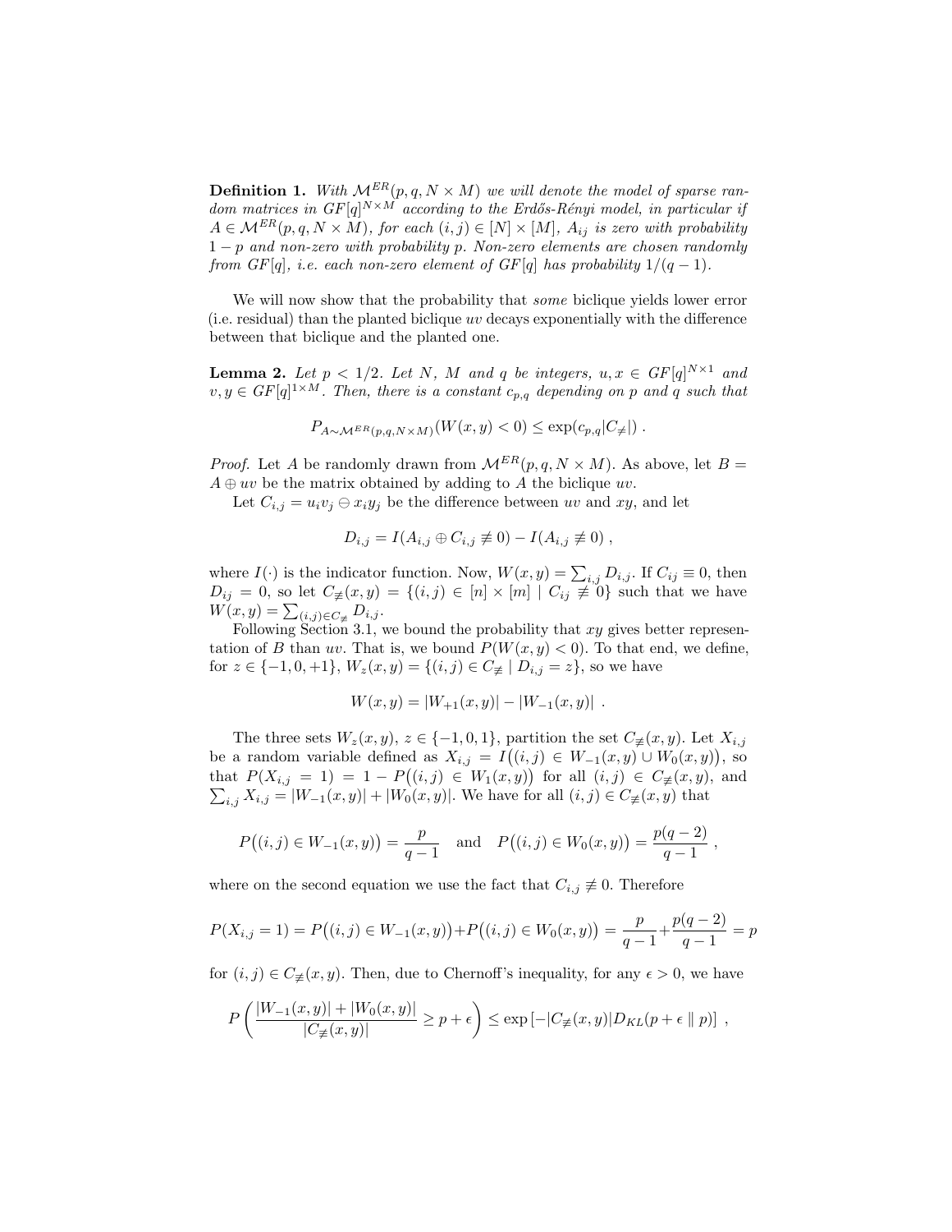**Definition 1.** *With $\mathcal{M}^{ER}(p, q, N \times M)$ we will denote the model of sparse random matrices in $GF[q]^{N \times M}$ according to the Erdős-Rényi model, in particular if $A \in \mathcal{M}^{ER}(p, q, N \times M)$, for each $(i, j) \in [N] \times [M]$, $A_{ij}$ is zero with probability $1 - p$ and non-zero with probability $p$. Non-zero elements are chosen randomly from $GF[q]$, i.e. each non-zero element of $GF[q]$ has probability $1/(q-1)$.*

We will now show that the probability that *some* biclique yields lower error (i.e. residual) than the planted biclique $uv$ decays exponentially with the difference between that biclique and the planted one.

**Lemma 2.** *Let $p < 1/2$. Let $N$, $M$ and $q$ be integers, $u, x \in GF[q]^{N \times 1}$ and $v, y \in GF[q]^{1 \times M}$. Then, there is a constant $c_{p,q}$ depending on $p$ and $q$ such that*

$$P_{A \sim \mathcal{M}^{ER}(p,q,N \times M)}(W(x, y) < 0) \leq \exp(c_{p,q}|C_{\neq}|) .$$

*Proof.* Let $A$ be randomly drawn from $\mathcal{M}^{ER}(p, q, N \times M)$. As above, let $B = A \oplus uv$ be the matrix obtained by adding to $A$ the biclique $uv$.

Let $C_{i,j} = u_i v_j \ominus x_i y_j$ be the difference between $uv$ and $xy$, and let

$$D_{i,j} = I(A_{i,j} \oplus C_{i,j} \not\equiv 0) - I(A_{i,j} \not\equiv 0) ,$$

where $I(\cdot)$ is the indicator function. Now, $W(x, y) = \sum_{i,j} D_{i,j}$. If $C_{ij} \equiv 0$, then $D_{ij} = 0$, so let $C_{\not\equiv}(x, y) = \{(i, j) \in [n] \times [m] \mid C_{ij} \not\equiv 0\}$ such that we have $W(x, y) = \sum_{(i,j) \in C_{\not\equiv}} D_{i,j}$.

Following Section 3.1, we bound the probability that $xy$ gives better representation of $B$ than $uv$. That is, we bound $P(W(x, y) < 0)$. To that end, we define, for $z \in \{-1, 0, +1\}$, $W_z(x, y) = \{(i, j) \in C_{\not\equiv} \mid D_{i,j} = z\}$, so we have

$$W(x, y) = |W_{+1}(x, y)| - |W_{-1}(x, y)| .$$

The three sets $W_z(x, y)$, $z \in \{-1, 0, 1\}$, partition the set $C_{\not\equiv}(x, y)$. Let $X_{i,j}$ be a random variable defined as $X_{i,j} = I\big((i, j) \in W_{-1}(x, y) \cup W_0(x, y)\big)$, so that $P(X_{i,j} = 1) = 1 - P\big((i, j) \in W_1(x, y)\big)$ for all $(i, j) \in C_{\not\equiv}(x, y)$, and $\sum_{i,j} X_{i,j} = |W_{-1}(x, y)| + |W_0(x, y)|$. We have for all $(i, j) \in C_{\not\equiv}(x, y)$ that

$$P\big((i, j) \in W_{-1}(x, y)\big) = \frac{p}{q-1} \quad \text{and} \quad P\big((i, j) \in W_0(x, y)\big) = \frac{p(q-2)}{q-1} ,$$

where on the second equation we use the fact that $C_{i,j} \not\equiv 0$. Therefore

$$P(X_{i,j} = 1) = P\big((i, j) \in W_{-1}(x, y)\big) + P\big((i, j) \in W_0(x, y)\big) = \frac{p}{q-1} + \frac{p(q-2)}{q-1} = p$$

for $(i, j) \in C_{\not\equiv}(x, y)$. Then, due to Chernoff's inequality, for any $\epsilon > 0$, we have

$$P\left(\frac{|W_{-1}(x, y)| + |W_0(x, y)|}{|C_{\not\equiv}(x, y)|} \geq p + \epsilon\right) \leq \exp\left[-|C_{\not\equiv}(x, y)| D_{KL}(p + \epsilon \parallel p)\right] ,$$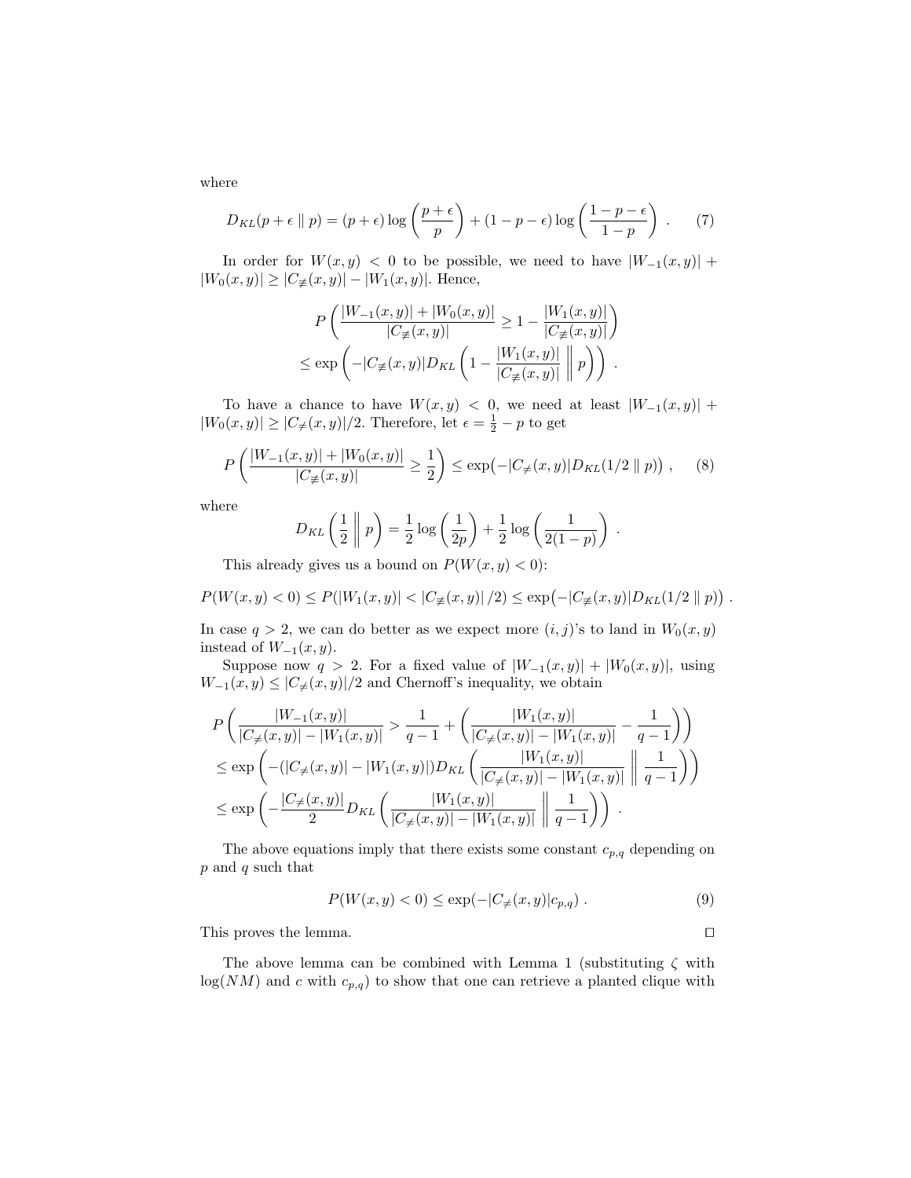where

$$D_{KL}(p+\epsilon \parallel p) = (p+\epsilon)\log\left(\frac{p+\epsilon}{p}\right) + (1-p-\epsilon)\log\left(\frac{1-p-\epsilon}{1-p}\right) \ . \tag{7}$$

In order for $W(x,y) < 0$ to be possible, we need to have $|W_{-1}(x,y)| + |W_0(x,y)| \geq |C_{\not\equiv}(x,y)| - |W_1(x,y)|$. Hence,

$$P\left(\frac{|W_{-1}(x,y)| + |W_0(x,y)|}{|C_{\not\equiv}(x,y)|} \geq 1 - \frac{|W_1(x,y)|}{|C_{\not\equiv}(x,y)|}\right)$$
$$\leq \exp\left(-|C_{\not\equiv}(x,y)| D_{KL}\left(1 - \frac{|W_1(x,y)|}{|C_{\not\equiv}(x,y)|} \,\middle\|\, p\right)\right) \ .$$

To have a chance to have $W(x,y) < 0$, we need at least $|W_{-1}(x,y)| + |W_0(x,y)| \geq |C_{\neq}(x,y)|/2$. Therefore, let $\epsilon = \frac{1}{2} - p$ to get

$$P\left(\frac{|W_{-1}(x,y)| + |W_0(x,y)|}{|C_{\not\equiv}(x,y)|} \geq \frac{1}{2}\right) \leq \exp\bigl(-|C_{\neq}(x,y)| D_{KL}(1/2 \parallel p)\bigr) \ , \tag{8}$$

where

$$D_{KL}\left(\frac{1}{2} \,\middle\|\, p\right) = \frac{1}{2}\log\left(\frac{1}{2p}\right) + \frac{1}{2}\log\left(\frac{1}{2(1-p)}\right) \ .$$

This already gives us a bound on $P(W(x,y) < 0)$:

$$P(W(x,y) < 0) \leq P(|W_1(x,y)| < |C_{\not\equiv}(x,y)|/2) \leq \exp\bigl(-|C_{\not\equiv}(x,y)| D_{KL}(1/2 \parallel p)\bigr) \ .$$

In case $q > 2$, we can do better as we expect more $(i,j)$'s to land in $W_0(x,y)$ instead of $W_{-1}(x,y)$.

Suppose now $q > 2$. For a fixed value of $|W_{-1}(x,y)| + |W_0(x,y)|$, using $W_{-1}(x,y) \leq |C_{\neq}(x,y)|/2$ and Chernoff's inequality, we obtain

$$P\left(\frac{|W_{-1}(x,y)|}{|C_{\neq}(x,y)| - |W_1(x,y)|} > \frac{1}{q-1} + \left(\frac{|W_1(x,y)|}{|C_{\neq}(x,y)| - |W_1(x,y)|} - \frac{1}{q-1}\right)\right)$$
$$\leq \exp\left(-(|C_{\neq}(x,y)| - |W_1(x,y)|) D_{KL}\left(\frac{|W_1(x,y)|}{|C_{\neq}(x,y)| - |W_1(x,y)|} \,\middle\|\, \frac{1}{q-1}\right)\right)$$
$$\leq \exp\left(-\frac{|C_{\neq}(x,y)|}{2} D_{KL}\left(\frac{|W_1(x,y)|}{|C_{\neq}(x,y)| - |W_1(x,y)|} \,\middle\|\, \frac{1}{q-1}\right)\right) \ .$$

The above equations imply that there exists some constant $c_{p,q}$ depending on $p$ and $q$ such that

$$P(W(x,y) < 0) \leq \exp(-|C_{\neq}(x,y)| c_{p,q}) \ . \tag{9}$$

This proves the lemma. □

The above lemma can be combined with Lemma 1 (substituting $\zeta$ with $\log(NM)$ and $c$ with $c_{p,q}$) to show that one can retrieve a planted clique with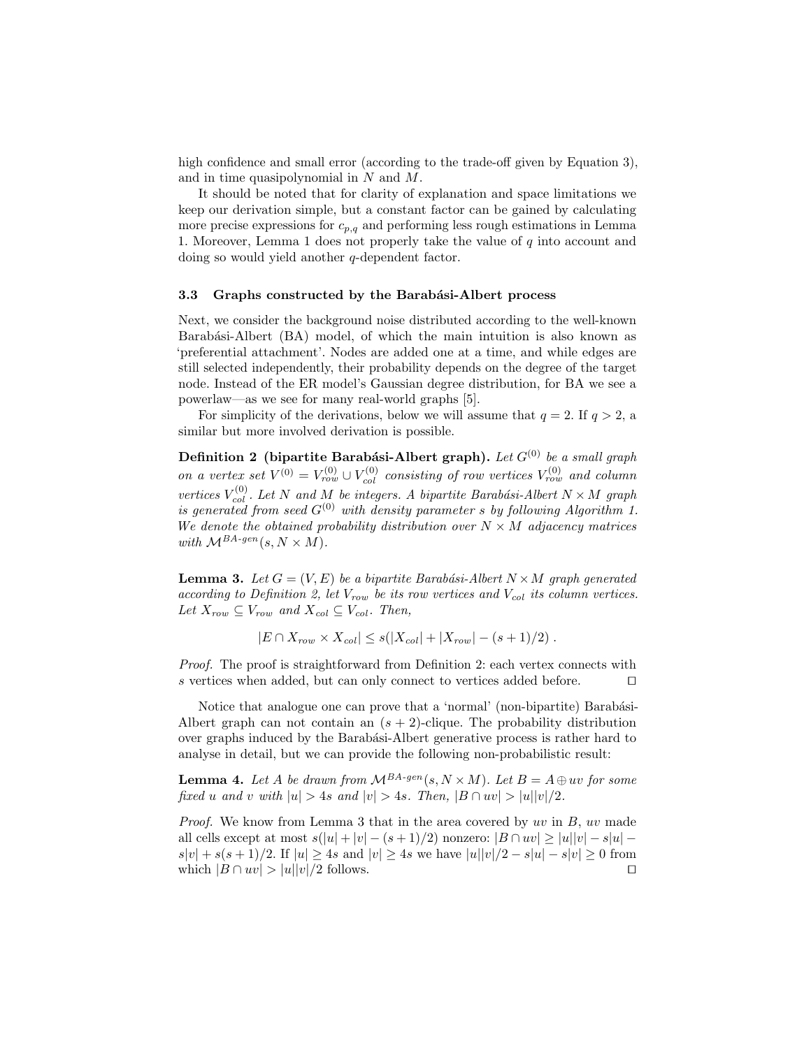high confidence and small error (according to the trade-off given by Equation 3), and in time quasipolynomial in $N$ and $M$.

It should be noted that for clarity of explanation and space limitations we keep our derivation simple, but a constant factor can be gained by calculating more precise expressions for $c_{p,q}$ and performing less rough estimations in Lemma 1. Moreover, Lemma 1 does not properly take the value of $q$ into account and doing so would yield another $q$-dependent factor.

### 3.3 Graphs constructed by the Barabási-Albert process

Next, we consider the background noise distributed according to the well-known Barabási-Albert (BA) model, of which the main intuition is also known as 'preferential attachment'. Nodes are added one at a time, and while edges are still selected independently, their probability depends on the degree of the target node. Instead of the ER model's Gaussian degree distribution, for BA we see a powerlaw—as we see for many real-world graphs [5].

For simplicity of the derivations, below we will assume that $q = 2$. If $q > 2$, a similar but more involved derivation is possible.

**Definition 2 (bipartite Barabási-Albert graph).** *Let $G^{(0)}$ be a small graph on a vertex set $V^{(0)} = V^{(0)}_{row} \cup V^{(0)}_{col}$ consisting of row vertices $V^{(0)}_{row}$ and column vertices $V^{(0)}_{col}$. Let $N$ and $M$ be integers. A bipartite Barabási-Albert $N \times M$ graph is generated from seed $G^{(0)}$ with density parameter $s$ by following Algorithm 1. We denote the obtained probability distribution over $N \times M$ adjacency matrices with $\mathcal{M}^{BA\text{-}gen}(s, N \times M)$.*

**Lemma 3.** *Let $G = (V, E)$ be a bipartite Barabási-Albert $N \times M$ graph generated according to Definition 2, let $V_{row}$ be its row vertices and $V_{col}$ its column vertices. Let $X_{row} \subseteq V_{row}$ and $X_{col} \subseteq V_{col}$. Then,*

$$|E \cap X_{row} \times X_{col}| \leq s(|X_{col}| + |X_{row}| - (s+1)/2) .$$

*Proof.* The proof is straightforward from Definition 2: each vertex connects with $s$ vertices when added, but can only connect to vertices added before. □

Notice that analogue one can prove that a 'normal' (non-bipartite) Barabási-Albert graph can not contain an $(s+2)$-clique. The probability distribution over graphs induced by the Barabási-Albert generative process is rather hard to analyse in detail, but we can provide the following non-probabilistic result:

**Lemma 4.** *Let $A$ be drawn from $\mathcal{M}^{BA\text{-}gen}(s, N \times M)$. Let $B = A \oplus uv$ for some fixed $u$ and $v$ with $|u| > 4s$ and $|v| > 4s$. Then, $|B \cap uv| > |u||v|/2$.*

*Proof.* We know from Lemma 3 that in the area covered by $uv$ in $B$, $uv$ made all cells except at most $s(|u| + |v| - (s+1)/2)$ nonzero: $|B \cap uv| \geq |u||v| - s|u| - s|v| + s(s+1)/2$. If $|u| \geq 4s$ and $|v| \geq 4s$ we have $|u||v|/2 - s|u| - s|v| \geq 0$ from which $|B \cap uv| > |u||v|/2$ follows. □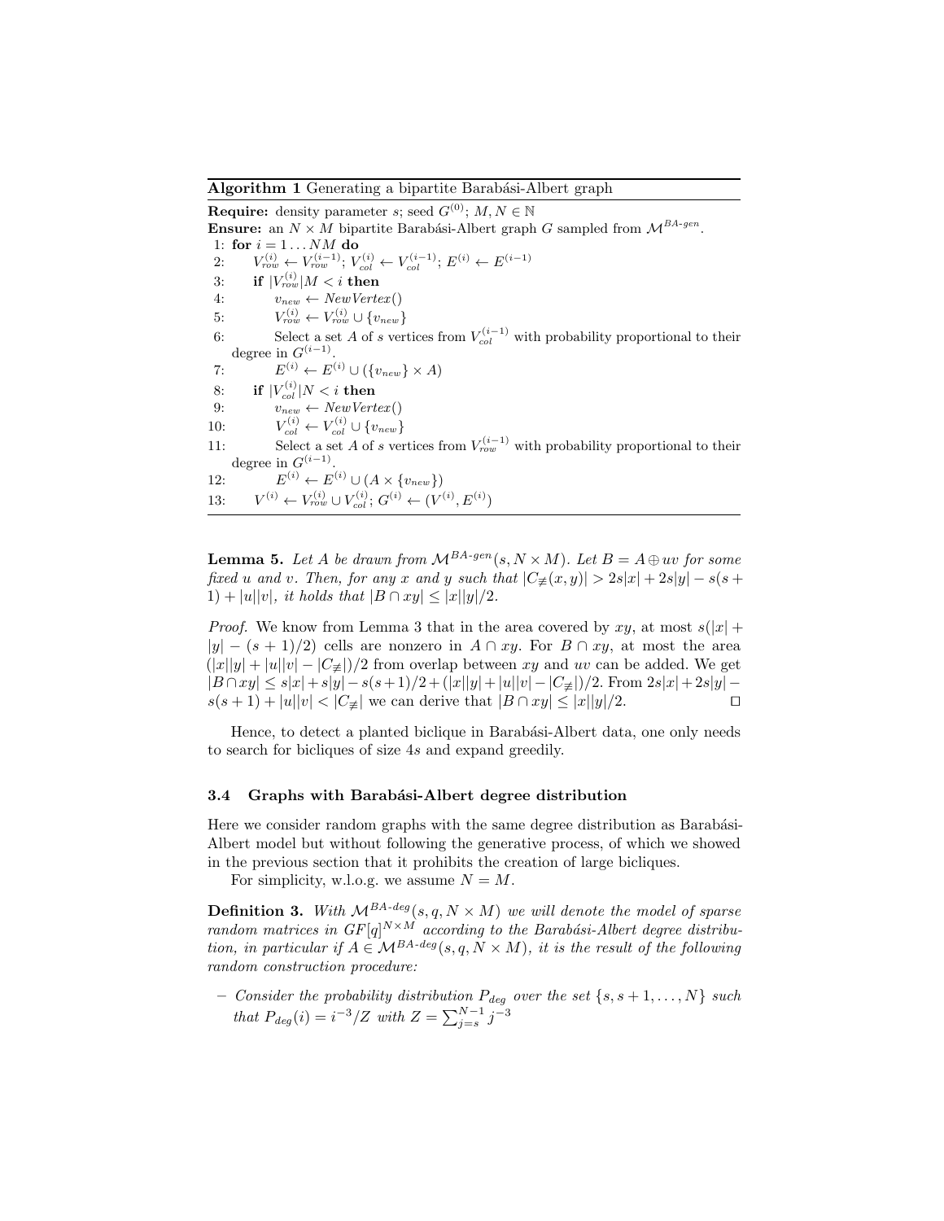**Algorithm 1** Generating a bipartite Barabási-Albert graph

**Require:** density parameter $s$; seed $G^{(0)}$; $M, N \in \mathbb{N}$

**Ensure:** an $N \times M$ bipartite Barabási-Albert graph $G$ sampled from $\mathcal{M}^{BA\text{-}gen}$.

1: **for** $i = 1 \ldots NM$ **do**

2: $\quad V_{row}^{(i)} \leftarrow V_{row}^{(i-1)}$; $V_{col}^{(i)} \leftarrow V_{col}^{(i-1)}$; $E^{(i)} \leftarrow E^{(i-1)}$

3: $\quad$ **if** $|V_{row}^{(i)}|M < i$ **then**

4: $\quad\quad v_{new} \leftarrow NewVertex()$

5: $\quad\quad V_{row}^{(i)} \leftarrow V_{row}^{(i)} \cup \{v_{new}\}$

6: $\quad\quad$ Select a set $A$ of $s$ vertices from $V_{col}^{(i-1)}$ with probability proportional to their degree in $G^{(i-1)}$.

7: $\quad\quad E^{(i)} \leftarrow E^{(i)} \cup (\{v_{new}\} \times A)$

8: $\quad$ **if** $|V_{col}^{(i)}|N < i$ **then**

9: $\quad\quad v_{new} \leftarrow NewVertex()$

10: $\quad\quad V_{col}^{(i)} \leftarrow V_{col}^{(i)} \cup \{v_{new}\}$

11: $\quad\quad$ Select a set $A$ of $s$ vertices from $V_{row}^{(i-1)}$ with probability proportional to their degree in $G^{(i-1)}$.

12: $\quad\quad E^{(i)} \leftarrow E^{(i)} \cup (A \times \{v_{new}\})$

13: $\quad V^{(i)} \leftarrow V_{row}^{(i)} \cup V_{col}^{(i)}$; $G^{(i)} \leftarrow (V^{(i)}, E^{(i)})$

**Lemma 5.** *Let $A$ be drawn from $\mathcal{M}^{BA\text{-}gen}(s, N \times M)$. Let $B = A \oplus uv$ for some fixed $u$ and $v$. Then, for any $x$ and $y$ such that $|C_{\not\equiv}(x,y)| > 2s|x| + 2s|y| - s(s+1) + |u||v|$, it holds that $|B \cap xy| \leq |x||y|/2$.*

*Proof.* We know from Lemma 3 that in the area covered by $xy$, at most $s(|x| + |y| - (s+1)/2)$ cells are nonzero in $A \cap xy$. For $B \cap xy$, at most the area $(|x||y| + |u||v| - |C_{\not\equiv}|)/2$ from overlap between $xy$ and $uv$ can be added. We get $|B \cap xy| \leq s|x| + s|y| - s(s+1)/2 + (|x||y| + |u||v| - |C_{\not\equiv}|)/2$. From $2s|x| + 2s|y| - s(s+1) + |u||v| < |C_{\not\equiv}|$ we can derive that $|B \cap xy| \leq |x||y|/2$. $\square$

Hence, to detect a planted biclique in Barabási-Albert data, one only needs to search for bicliques of size $4s$ and expand greedily.

### 3.4 Graphs with Barabási-Albert degree distribution

Here we consider random graphs with the same degree distribution as Barabási-Albert model but without following the generative process, of which we showed in the previous section that it prohibits the creation of large bicliques.

For simplicity, w.l.o.g. we assume $N = M$.

**Definition 3.** *With $\mathcal{M}^{BA\text{-}deg}(s, q, N \times M)$ we will denote the model of sparse random matrices in $GF[q]^{N \times M}$ according to the Barabási-Albert degree distribution, in particular if $A \in \mathcal{M}^{BA\text{-}deg}(s, q, N \times M)$, it is the result of the following random construction procedure:*

- *Consider the probability distribution $P_{deg}$ over the set $\{s, s+1, \ldots, N\}$ such that $P_{deg}(i) = i^{-3}/Z$ with $Z = \sum_{j=s}^{N-1} j^{-3}$*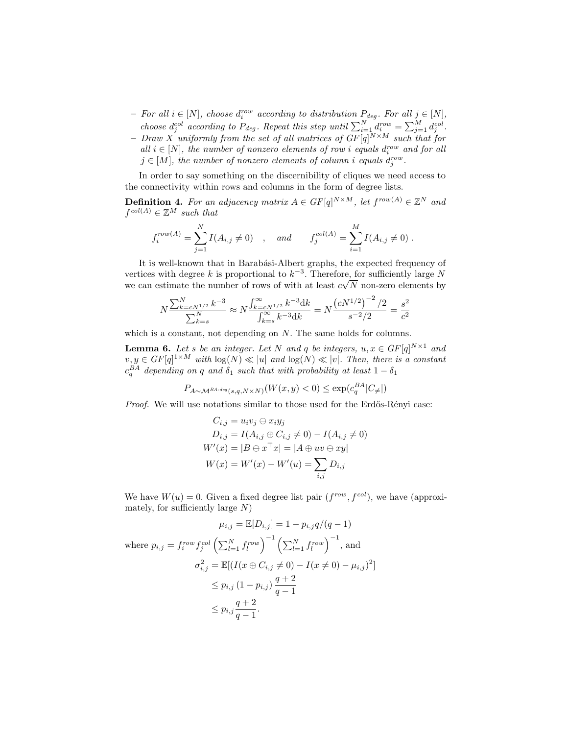– *For all $i \in [N]$, choose $d_i^{row}$ according to distribution $P_{deg}$. For all $j \in [N]$, choose $d_j^{col}$ according to $P_{deg}$. Repeat this step until $\sum_{i=1}^N d_i^{row} = \sum_{j=1}^M d_j^{col}$.*
– *Draw $X$ uniformly from the set of all matrices of $GF[q]^{N\times M}$ such that for all $i \in [N]$, the number of nonzero elements of row $i$ equals $d_i^{row}$ and for all $j \in [M]$, the number of nonzero elements of column $i$ equals $d_j^{row}$.*

In order to say something on the discernibility of cliques we need access to the connectivity within rows and columns in the form of degree lists.

**Definition 4.** *For an adjacency matrix $A \in GF[q]^{N\times M}$, let $f^{row(A)} \in \mathbb{Z}^N$ and $f^{col(A)} \in \mathbb{Z}^M$ such that*

$$f_i^{row(A)} = \sum_{j=1}^N I(A_{i,j} \neq 0) \quad , \quad \text{and} \qquad f_j^{col(A)} = \sum_{i=1}^M I(A_{i,j} \neq 0) \; .$$

It is well-known that in Barabási-Albert graphs, the expected frequency of vertices with degree $k$ is proportional to $k^{-3}$. Therefore, for sufficiently large $N$ we can estimate the number of rows of with at least $c\sqrt{N}$ non-zero elements by

$$N\frac{\sum_{k=cN^{1/2}}^N k^{-3}}{\sum_{k=s}^N} \approx N\frac{\int_{k=cN^{1/2}}^\infty k^{-3}\mathrm{d}k}{\int_{k=s}^\infty k^{-3}\mathrm{d}k} = N\frac{\left(cN^{1/2}\right)^{-2}/2}{s^{-2}/2} = \frac{s^2}{c^2}$$

which is a constant, not depending on $N$. The same holds for columns.

**Lemma 6.** *Let $s$ be an integer. Let $N$ and $q$ be integers, $u, x \in GF[q]^{N\times 1}$ and $v, y \in GF[q]^{1\times M}$ with $\log(N) \ll |u|$ and $\log(N) \ll |v|$. Then, there is a constant $c_q^{BA}$ depending on $q$ and $\delta_1$ such that with probability at least $1-\delta_1$*

$$P_{A\sim\mathcal{M}^{BA\text{-}deg}(s,q,N\times N)}(W(x,y) < 0) \leq \exp(c_q^{BA}|C_{\neq}|)$$

*Proof.* We will use notations similar to those used for the Erdős-Rényi case:

$$\begin{aligned}
C_{i,j} &= u_i v_j \ominus x_i y_j \\
D_{i,j} &= I(A_{i,j} \oplus C_{i,j} \neq 0) - I(A_{i,j} \neq 0) \\
W'(x) &= |B \ominus x^\top x| = |A \oplus uv \ominus xy| \\
W(x) &= W'(x) - W'(u) = \sum_{i,j} D_{i,j}
\end{aligned}$$

We have $W(u) = 0$. Given a fixed degree list pair $(f^{row}, f^{col})$, we have (approximately, for sufficiently large $N$)

$$\mu_{i,j} = \mathbb{E}[D_{i,j}] = 1 - p_{i,j}q/(q-1)$$

where $p_{i,j} = f_i^{row} f_j^{col} \left(\sum_{l=1}^N f_l^{row}\right)^{-1} \left(\sum_{l=1}^N f_l^{row}\right)^{-1}$, and

$$\begin{aligned}
\sigma_{i,j}^2 &= \mathbb{E}[(I(x \oplus C_{i,j} \neq 0) - I(x \neq 0) - \mu_{i,j})^2] \\
&\leq p_{i,j}\left(1 - p_{i,j}\right)\frac{q+2}{q-1} \\
&\leq p_{i,j}\frac{q+2}{q-1}.
\end{aligned}$$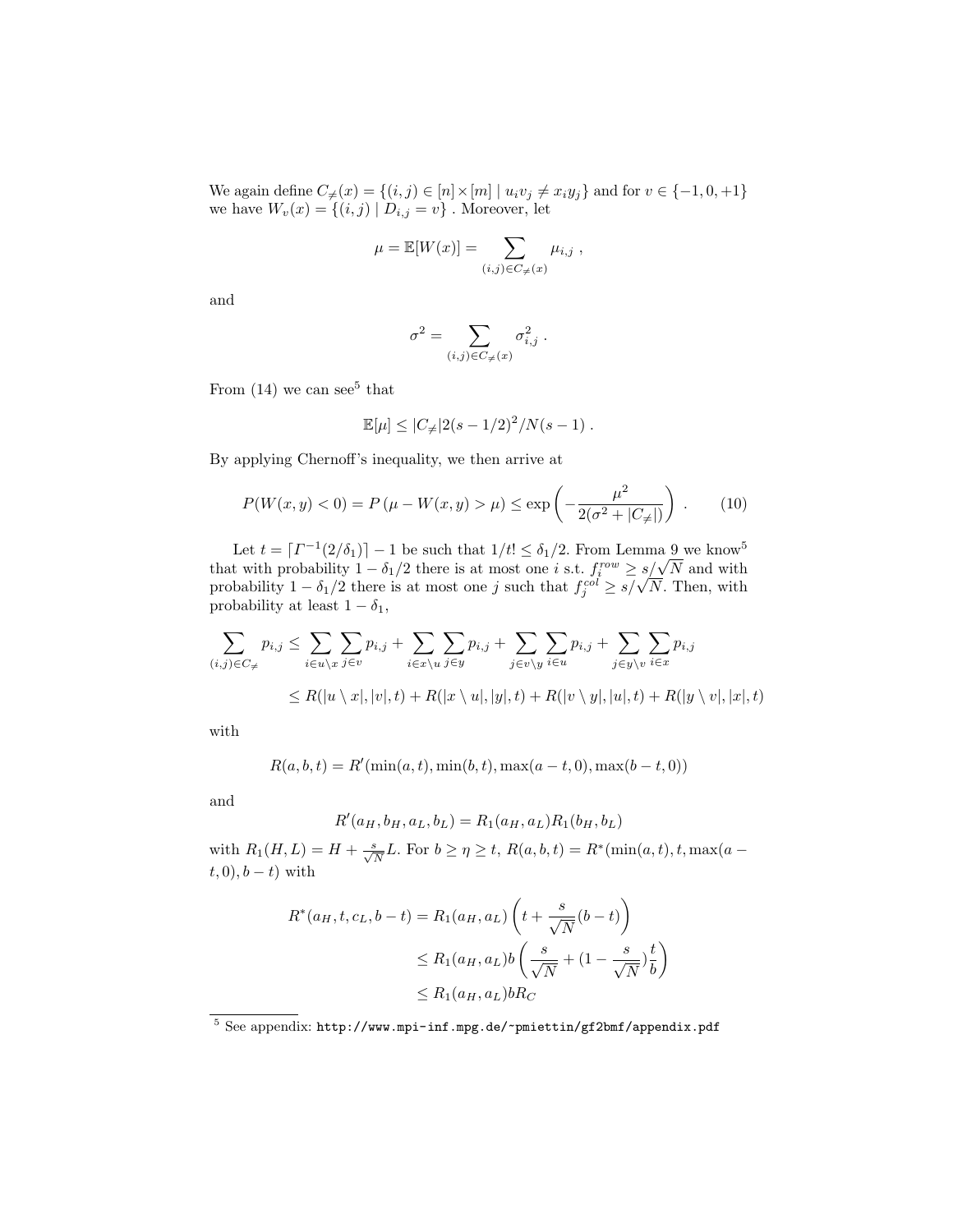We again define $C_{\neq}(x) = \{(i,j) \in [n]\times[m] \mid u_i v_j \neq x_i y_j\}$ and for $v \in \{-1, 0, +1\}$ we have $W_v(x) = \{(i,j) \mid D_{i,j} = v\}$ . Moreover, let

$$\mu = \mathbb{E}[W(x)] = \sum_{(i,j)\in C_{\neq}(x)} \mu_{i,j} \ ,$$

and

$$\sigma^2 = \sum_{(i,j)\in C_{\neq}(x)} \sigma_{i,j}^2 \ .$$

From (14) we can see[5] that

$$\mathbb{E}[\mu] \leq |C_{\neq}| 2(s-1/2)^2/N(s-1) \ .$$

By applying Chernoff's inequality, we then arrive at

$$P(W(x,y) < 0) = P\left(\mu - W(x,y) > \mu\right) \leq \exp\left(-\frac{\mu^2}{2(\sigma^2 + |C_{\neq}|)}\right) \ . \qquad (10)$$

Let $t = \lceil \Gamma^{-1}(2/\delta_1)\rceil - 1$ be such that $1/t! \leq \delta_1/2$. From Lemma 9 we know[5] that with probability $1-\delta_1/2$ there is at most one $i$ s.t. $f_i^{row} \geq s/\sqrt{N}$ and with probability $1-\delta_1/2$ there is at most one $j$ such that $f_j^{col} \geq s/\sqrt{N}$. Then, with probability at least $1-\delta_1$,

$$\begin{aligned}
\sum_{(i,j)\in C_{\neq}} p_{i,j} &\leq \sum_{i\in u\setminus x}\sum_{j\in v} p_{i,j} + \sum_{i\in x\setminus u}\sum_{j\in y} p_{i,j} + \sum_{j\in v\setminus y}\sum_{i\in u} p_{i,j} + \sum_{j\in y\setminus v}\sum_{i\in x} p_{i,j} \\
&\leq R(|u\setminus x|, |v|, t) + R(|x\setminus u|, |y|, t) + R(|v\setminus y|, |u|, t) + R(|y\setminus v|, |x|, t)
\end{aligned}$$

with

$$R(a,b,t) = R'(\min(a,t), \min(b,t), \max(a-t,0), \max(b-t,0))$$

and

$$R'(a_H, b_H, a_L, b_L) = R_1(a_H, a_L) R_1(b_H, b_L)$$

with $R_1(H,L) = H + \frac{s}{\sqrt{N}} L$. For $b \geq \eta \geq t$, $R(a,b,t) = R^*(\min(a,t), t, \max(a-t,0), b-t)$ with

$$\begin{aligned}
R^*(a_H, t, c_L, b-t) &= R_1(a_H, a_L)\left(t + \frac{s}{\sqrt{N}}(b-t)\right) \\
&\leq R_1(a_H, a_L) b \left(\frac{s}{\sqrt{N}} + (1 - \frac{s}{\sqrt{N}})\frac{t}{b}\right) \\
&\leq R_1(a_H, a_L) b R_C
\end{aligned}$$

[5] See appendix: http://www.mpi-inf.mpg.de/~pmiettin/gf2bmf/appendix.pdf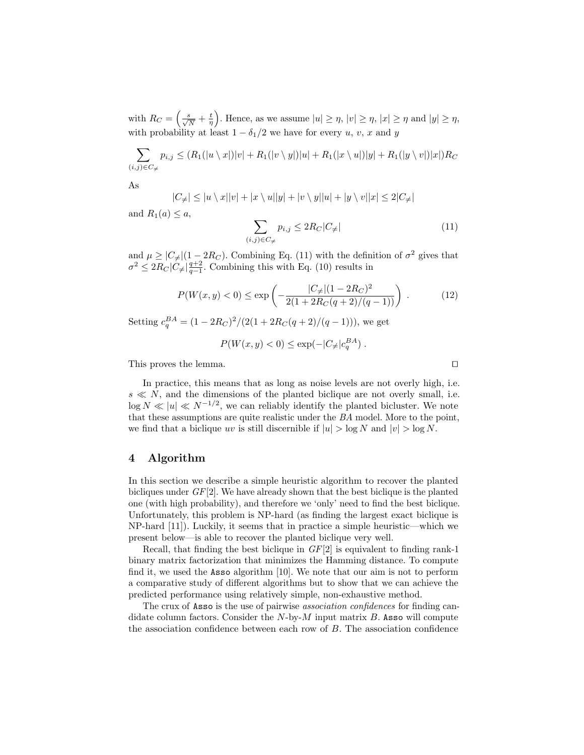with $R_C = \left(\frac{s}{\sqrt{N}} + \frac{t}{\eta}\right)$. Hence, as we assume $|u| \geq \eta$, $|v| \geq \eta$, $|x| \geq \eta$ and $|y| \geq \eta$, with probability at least $1 - \delta_1/2$ we have for every $u$, $v$, $x$ and $y$

$$\sum_{(i,j)\in C_{\neq}} p_{i,j} \leq (R_1(|u \setminus x|)|v| + R_1(|v \setminus y|)|u| + R_1(|x \setminus u|)|y| + R_1(|y \setminus v|)|x|)R_C$$

As

$$|C_{\neq}| \leq |u \setminus x||v| + |x \setminus u||y| + |v \setminus y||u| + |y \setminus v||x| \leq 2|C_{\neq}|$$

and $R_1(a) \leq a$,

$$\sum_{(i,j)\in C_{\neq}} p_{i,j} \leq 2R_C|C_{\neq}| \tag{11}$$

and $\mu \geq |C_{\neq}|(1 - 2R_C)$. Combining Eq. (11) with the definition of $\sigma^2$ gives that $\sigma^2 \leq 2R_C|C_{\neq}|\frac{q+2}{q-1}$. Combining this with Eq. (10) results in

$$P(W(x,y) < 0) \leq \exp\left(-\frac{|C_{\neq}|(1 - 2R_C)^2}{2(1 + 2R_C(q+2)/(q-1))}\right) . \tag{12}$$

Setting $c_q^{BA} = (1 - 2R_C)^2/(2(1 + 2R_C(q+2)/(q-1)))$, we get

$$P(W(x,y) < 0) \leq \exp(-|C_{\neq}|c_q^{BA}) .$$

This proves the lemma. □

In practice, this means that as long as noise levels are not overly high, i.e. $s \ll N$, and the dimensions of the planted biclique are not overly small, i.e. $\log N \ll |u| \ll N^{-1/2}$, we can reliably identify the planted bicluster. We note that these assumptions are quite realistic under the *BA* model. More to the point, we find that a biclique $uv$ is still discernible if $|u| > \log N$ and $|v| > \log N$.

## 4 Algorithm

In this section we describe a simple heuristic algorithm to recover the planted bicliques under *GF*[2]. We have already shown that the best biclique is the planted one (with high probability), and therefore we 'only' need to find the best biclique. Unfortunately, this problem is NP-hard (as finding the largest exact biclique is NP-hard [11]). Luckily, it seems that in practice a simple heuristic—which we present below—is able to recover the planted biclique very well.

Recall, that finding the best biclique in *GF*[2] is equivalent to finding rank-1 binary matrix factorization that minimizes the Hamming distance. To compute find it, we used the `Asso` algorithm [10]. We note that our aim is not to perform a comparative study of different algorithms but to show that we can achieve the predicted performance using relatively simple, non-exhaustive method.

The crux of `Asso` is the use of pairwise *association confidences* for finding candidate column factors. Consider the $N$-by-$M$ input matrix $B$. `Asso` will compute the association confidence between each row of $B$. The association confidence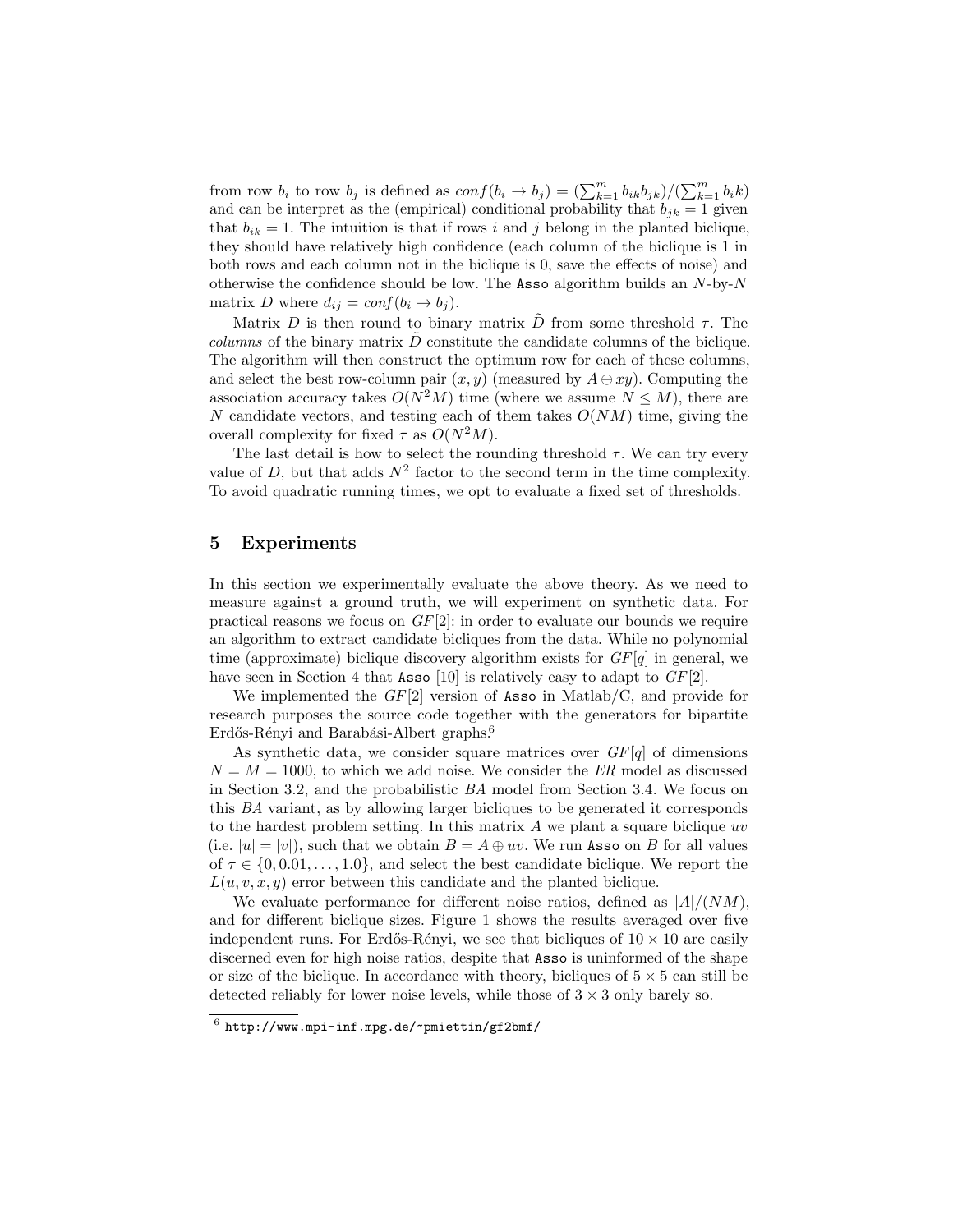from row $b_i$ to row $b_j$ is defined as $conf(b_i \to b_j) = (\sum_{k=1}^{m} b_{ik} b_{jk})/(\sum_{k=1}^{m} b_i k)$ and can be interpret as the (empirical) conditional probability that $b_{jk} = 1$ given that $b_{ik} = 1$. The intuition is that if rows $i$ and $j$ belong in the planted biclique, they should have relatively high confidence (each column of the biclique is 1 in both rows and each column not in the biclique is 0, save the effects of noise) and otherwise the confidence should be low. The `Asso` algorithm builds an $N$-by-$N$ matrix $D$ where $d_{ij} = conf(b_i \to b_j)$.

Matrix $D$ is then round to binary matrix $\tilde{D}$ from some threshold $\tau$. The *columns* of the binary matrix $\tilde{D}$ constitute the candidate columns of the biclique. The algorithm will then construct the optimum row for each of these columns, and select the best row-column pair $(x, y)$ (measured by $A \ominus xy$). Computing the association accuracy takes $O(N^2 M)$ time (where we assume $N \leq M$), there are $N$ candidate vectors, and testing each of them takes $O(NM)$ time, giving the overall complexity for fixed $\tau$ as $O(N^2 M)$.

The last detail is how to select the rounding threshold $\tau$. We can try every value of $D$, but that adds $N^2$ factor to the second term in the time complexity. To avoid quadratic running times, we opt to evaluate a fixed set of thresholds.

## 5 Experiments

In this section we experimentally evaluate the above theory. As we need to measure against a ground truth, we will experiment on synthetic data. For practical reasons we focus on $GF[2]$: in order to evaluate our bounds we require an algorithm to extract candidate bicliques from the data. While no polynomial time (approximate) biclique discovery algorithm exists for $GF[q]$ in general, we have seen in Section 4 that `Asso` [10] is relatively easy to adapt to $GF[2]$.

We implemented the $GF[2]$ version of `Asso` in Matlab/C, and provide for research purposes the source code together with the generators for bipartite Erdős-Rényi and Barabási-Albert graphs.[6]

As synthetic data, we consider square matrices over $GF[q]$ of dimensions $N = M = 1000$, to which we add noise. We consider the *ER* model as discussed in Section 3.2, and the probabilistic *BA* model from Section 3.4. We focus on this *BA* variant, as by allowing larger bicliques to be generated it corresponds to the hardest problem setting. In this matrix $A$ we plant a square biclique $uv$ (i.e. $|u| = |v|$), such that we obtain $B = A \oplus uv$. We run `Asso` on $B$ for all values of $\tau \in \{0, 0.01, \ldots, 1.0\}$, and select the best candidate biclique. We report the $L(u, v, x, y)$ error between this candidate and the planted biclique.

We evaluate performance for different noise ratios, defined as $|A|/(NM)$, and for different biclique sizes. Figure 1 shows the results averaged over five independent runs. For Erdős-Rényi, we see that bicliques of $10 \times 10$ are easily discerned even for high noise ratios, despite that `Asso` is uninformed of the shape or size of the biclique. In accordance with theory, bicliques of $5 \times 5$ can still be detected reliably for lower noise levels, while those of $3 \times 3$ only barely so.

[6] http://www.mpi-inf.mpg.de/~pmiettin/gf2bmf/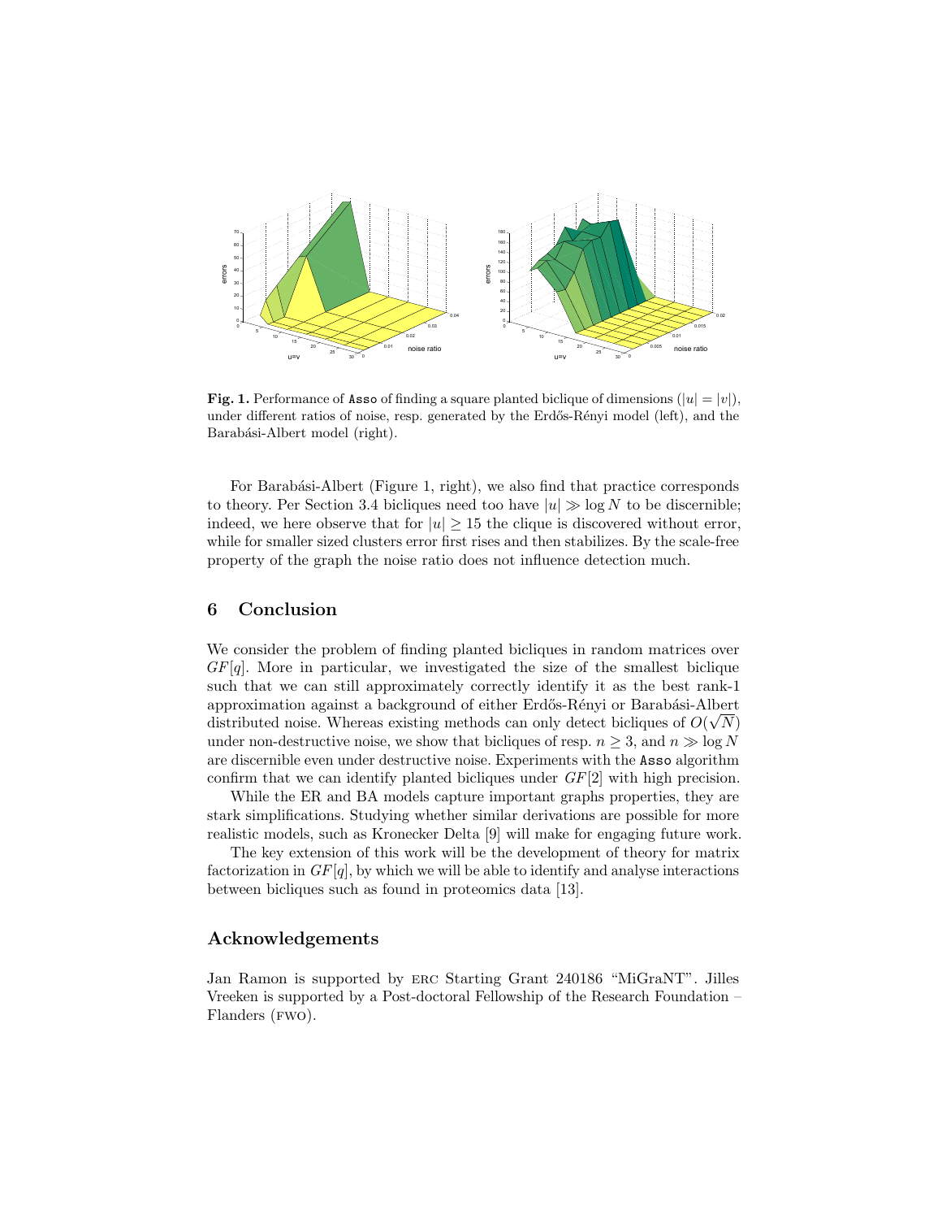**Fig. 1.** Performance of `Asso` of finding a square planted biclique of dimensions ($|u| = |v|$), under different ratios of noise, resp. generated by the Erdős-Rényi model (left), and the Barabási-Albert model (right).

For Barabási-Albert (Figure 1, right), we also find that practice corresponds to theory. Per Section 3.4 bicliques need too have $|u| \gg \log N$ to be discernible; indeed, we here observe that for $|u| \geq 15$ the clique is discovered without error, while for smaller sized clusters error first rises and then stabilizes. By the scale-free property of the graph the noise ratio does not influence detection much.

## 6 Conclusion

We consider the problem of finding planted bicliques in random matrices over $GF[q]$. More in particular, we investigated the size of the smallest biclique such that we can still approximately correctly identify it as the best rank-1 approximation against a background of either Erdős-Rényi or Barabási-Albert distributed noise. Whereas existing methods can only detect bicliques of $O(\sqrt{N})$ under non-destructive noise, we show that bicliques of resp. $n \geq 3$, and $n \gg \log N$ are discernible even under destructive noise. Experiments with the `Asso` algorithm confirm that we can identify planted bicliques under $GF[2]$ with high precision.

While the ER and BA models capture important graphs properties, they are stark simplifications. Studying whether similar derivations are possible for more realistic models, such as Kronecker Delta [9] will make for engaging future work.

The key extension of this work will be the development of theory for matrix factorization in $GF[q]$, by which we will be able to identify and analyse interactions between bicliques such as found in proteomics data [13].

## Acknowledgements

Jan Ramon is supported by ERC Starting Grant 240186 "MiGraNT". Jilles Vreeken is supported by a Post-doctoral Fellowship of the Research Foundation – Flanders (FWO).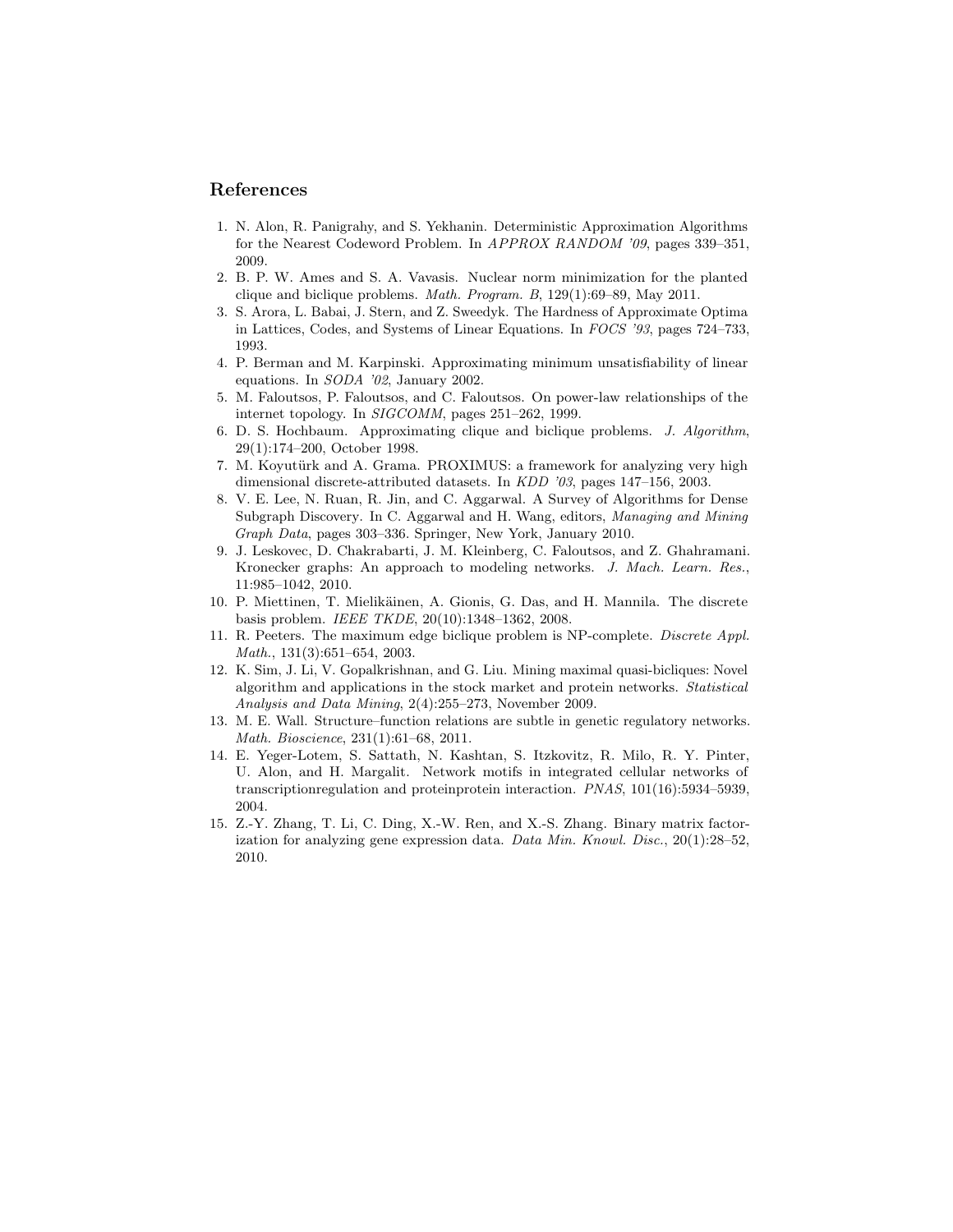## References

1. N. Alon, R. Panigrahy, and S. Yekhanin. Deterministic Approximation Algorithms for the Nearest Codeword Problem. In *APPROX RANDOM '09*, pages 339–351, 2009.
2. B. P. W. Ames and S. A. Vavasis. Nuclear norm minimization for the planted clique and biclique problems. *Math. Program. B*, 129(1):69–89, May 2011.
3. S. Arora, L. Babai, J. Stern, and Z. Sweedyk. The Hardness of Approximate Optima in Lattices, Codes, and Systems of Linear Equations. In *FOCS '93*, pages 724–733, 1993.
4. P. Berman and M. Karpinski. Approximating minimum unsatisfiability of linear equations. In *SODA '02*, January 2002.
5. M. Faloutsos, P. Faloutsos, and C. Faloutsos. On power-law relationships of the internet topology. In *SIGCOMM*, pages 251–262, 1999.
6. D. S. Hochbaum. Approximating clique and biclique problems. *J. Algorithm*, 29(1):174–200, October 1998.
7. M. Koyutürk and A. Grama. PROXIMUS: a framework for analyzing very high dimensional discrete-attributed datasets. In *KDD '03*, pages 147–156, 2003.
8. V. E. Lee, N. Ruan, R. Jin, and C. Aggarwal. A Survey of Algorithms for Dense Subgraph Discovery. In C. Aggarwal and H. Wang, editors, *Managing and Mining Graph Data*, pages 303–336. Springer, New York, January 2010.
9. J. Leskovec, D. Chakrabarti, J. M. Kleinberg, C. Faloutsos, and Z. Ghahramani. Kronecker graphs: An approach to modeling networks. *J. Mach. Learn. Res.*, 11:985–1042, 2010.
10. P. Miettinen, T. Mielikäinen, A. Gionis, G. Das, and H. Mannila. The discrete basis problem. *IEEE TKDE*, 20(10):1348–1362, 2008.
11. R. Peeters. The maximum edge biclique problem is NP-complete. *Discrete Appl. Math.*, 131(3):651–654, 2003.
12. K. Sim, J. Li, V. Gopalkrishnan, and G. Liu. Mining maximal quasi-bicliques: Novel algorithm and applications in the stock market and protein networks. *Statistical Analysis and Data Mining*, 2(4):255–273, November 2009.
13. M. E. Wall. Structure–function relations are subtle in genetic regulatory networks. *Math. Bioscience*, 231(1):61–68, 2011.
14. E. Yeger-Lotem, S. Sattath, N. Kashtan, S. Itzkovitz, R. Milo, R. Y. Pinter, U. Alon, and H. Margalit. Network motifs in integrated cellular networks of transcriptionregulation and proteinprotein interaction. *PNAS*, 101(16):5934–5939, 2004.
15. Z.-Y. Zhang, T. Li, C. Ding, X.-W. Ren, and X.-S. Zhang. Binary matrix factorization for analyzing gene expression data. *Data Min. Knowl. Disc.*, 20(1):28–52, 2010.